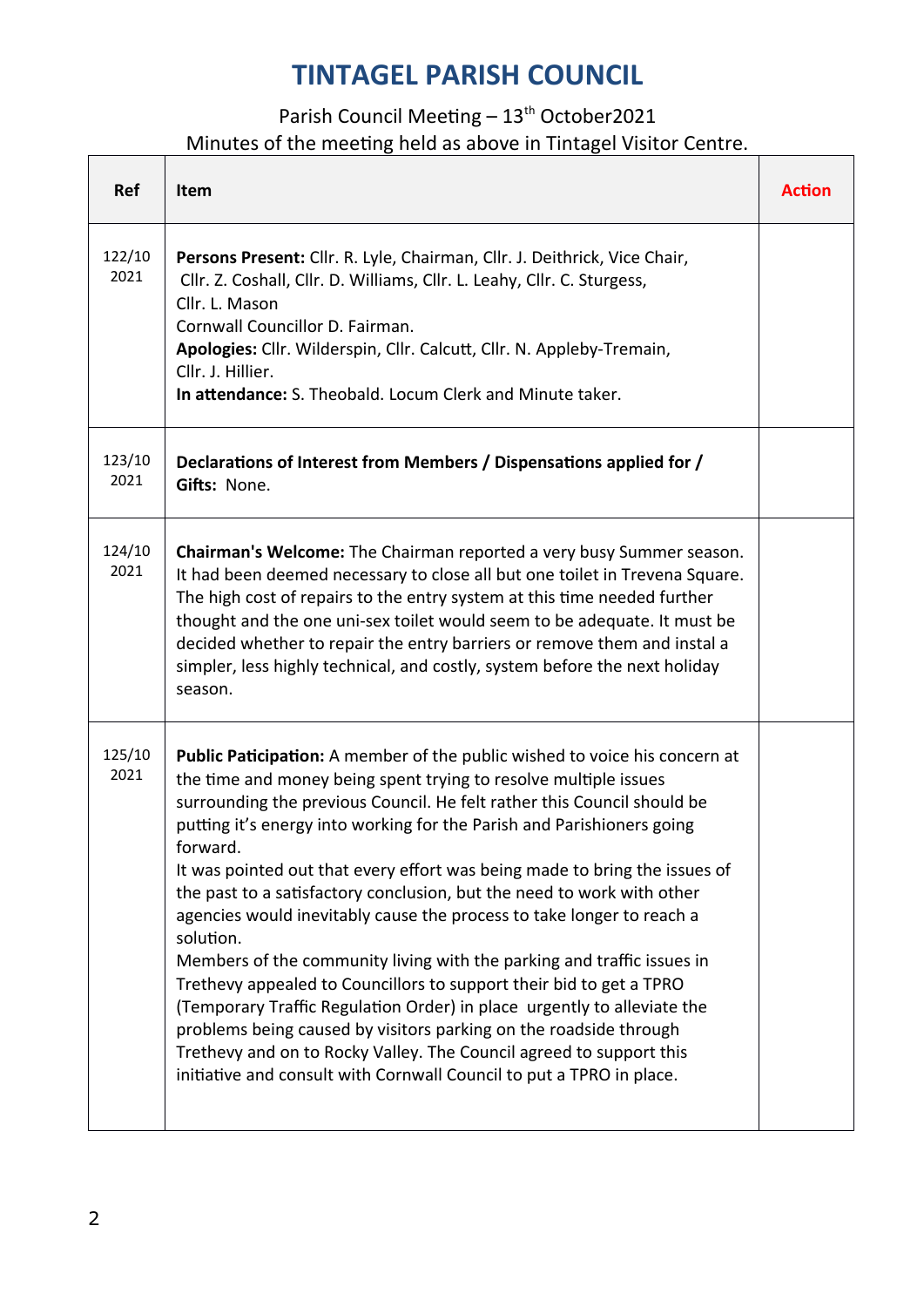# TINTAGEL PARISH COUNCIL

Parish Council Meeting – 13th October2021

Minutes of the meeting held as above in Tintagel Visitor Centre.

| Ref | Item | Action |
|---|---|---|
| 122/10 2021 | **Persons Present:** Cllr. R. Lyle, Chairman, Cllr. J. Deithrick, Vice Chair, Cllr. Z. Coshall, Cllr. D. Williams, Cllr. L. Leahy, Cllr. C. Sturgess, Cllr. L. Mason<br>Cornwall Councillor D. Fairman.<br>**Apologies:** Cllr. Wilderspin, Cllr. Calcutt, Cllr. N. Appleby-Tremain, Cllr. J. Hillier.<br>**In attendance:** S. Theobald. Locum Clerk and Minute taker. | |
| 123/10 2021 | **Declarations of Interest from Members / Dispensations applied for / Gifts:** None. | |
| 124/10 2021 | **Chairman's Welcome:** The Chairman reported a very busy Summer season. It had been deemed necessary to close all but one toilet in Trevena Square. The high cost of repairs to the entry system at this time needed further thought and the one uni-sex toilet would seem to be adequate. It must be decided whether to repair the entry barriers or remove them and instal a simpler, less highly technical, and costly, system before the next holiday season. | |
| 125/10 2021 | **Public Paticipation:** A member of the public wished to voice his concern at the time and money being spent trying to resolve multiple issues surrounding the previous Council. He felt rather this Council should be putting it's energy into working for the Parish and Parishioners going forward.<br>It was pointed out that every effort was being made to bring the issues of the past to a satisfactory conclusion, but the need to work with other agencies would inevitably cause the process to take longer to reach a solution.<br>Members of the community living with the parking and traffic issues in Trethevy appealed to Councillors to support their bid to get a TPRO (Temporary Traffic Regulation Order) in place urgently to alleviate the problems being caused by visitors parking on the roadside through Trethevy and on to Rocky Valley. The Council agreed to support this initiative and consult with Cornwall Council to put a TPRO in place. | |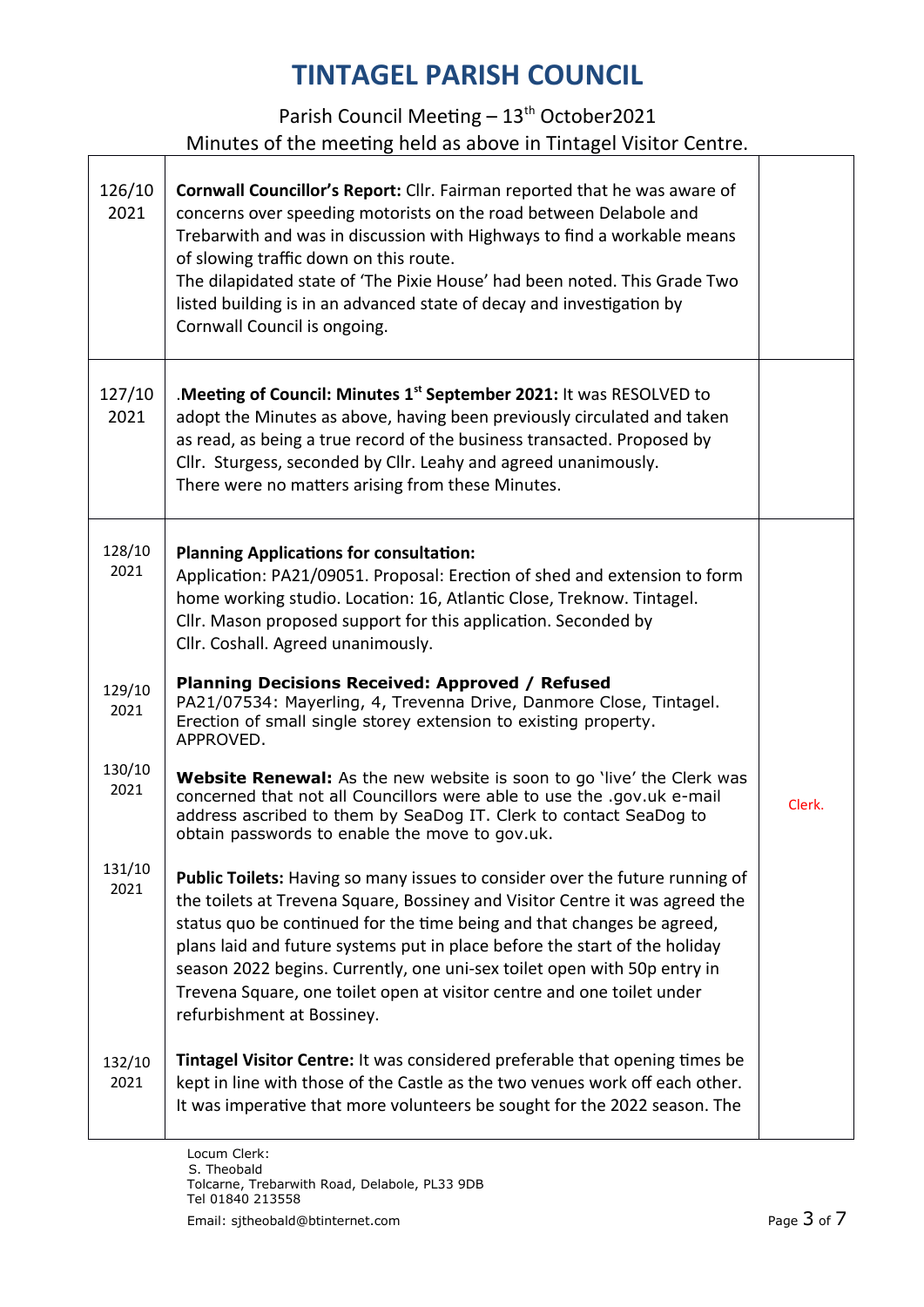# TINTAGEL PARISH COUNCIL

Parish Council Meeting – 13th October2021

Minutes of the meeting held as above in Tintagel Visitor Centre.

| | | |
|---|---|---|
| 126/10 2021 | **Cornwall Councillor's Report:** Cllr. Fairman reported that he was aware of concerns over speeding motorists on the road between Delabole and Trebarwith and was in discussion with Highways to find a workable means of slowing traffic down on this route.<br>The dilapidated state of 'The Pixie House' had been noted. This Grade Two listed building is in an advanced state of decay and investigation by Cornwall Council is ongoing. | |
| 127/10 2021 | .**Meeting of Council: Minutes 1st September 2021:** It was RESOLVED to adopt the Minutes as above, having been previously circulated and taken as read, as being a true record of the business transacted. Proposed by Cllr. Sturgess, seconded by Cllr. Leahy and agreed unanimously.<br>There were no matters arising from these Minutes. | |
| 128/10 2021 | **Planning Applications for consultation:**<br>Application: PA21/09051. Proposal: Erection of shed and extension to form home working studio. Location: 16, Atlantic Close, Treknow. Tintagel. Cllr. Mason proposed support for this application. Seconded by Cllr. Coshall. Agreed unanimously. | |
| 129/10 2021 | **Planning Decisions Received: Approved / Refused**<br>PA21/07534: Mayerling, 4, Trevenna Drive, Danmore Close, Tintagel. Erection of small single storey extension to existing property. APPROVED. | |
| 130/10 2021 | **Website Renewal:** As the new website is soon to go 'live' the Clerk was concerned that not all Councillors were able to use the .gov.uk e-mail address ascribed to them by SeaDog IT. Clerk to contact SeaDog to obtain passwords to enable the move to gov.uk. | Clerk. |
| 131/10 2021 | **Public Toilets:** Having so many issues to consider over the future running of the toilets at Trevena Square, Bossiney and Visitor Centre it was agreed the status quo be continued for the time being and that changes be agreed, plans laid and future systems put in place before the start of the holiday season 2022 begins. Currently, one uni-sex toilet open with 50p entry in Trevena Square, one toilet open at visitor centre and one toilet under refurbishment at Bossiney. | |
| 132/10 2021 | **Tintagel Visitor Centre:** It was considered preferable that opening times be kept in line with those of the Castle as the two venues work off each other. It was imperative that more volunteers be sought for the 2022 season. The | |

Locum Clerk:
S. Theobald
Tolcarne, Trebarwith Road, Delabole, PL33 9DB
Tel 01840 213558
Email: sjtheobald@btinternet.com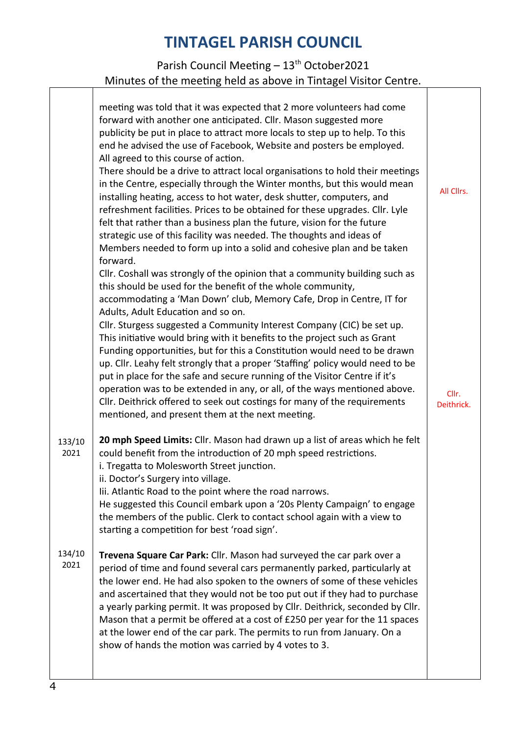# TINTAGEL PARISH COUNCIL

Parish Council Meeting – 13th October2021
Minutes of the meeting held as above in Tintagel Visitor Centre.

| | | |
|---|---|---|
| | meeting was told that it was expected that 2 more volunteers had come forward with another one anticipated. Cllr. Mason suggested more publicity be put in place to attract more locals to step up to help. To this end he advised the use of Facebook, Website and posters be employed. All agreed to this course of action.<br>There should be a drive to attract local organisations to hold their meetings in the Centre, especially through the Winter months, but this would mean installing heating, access to hot water, desk shutter, computers, and refreshment facilities. Prices to be obtained for these upgrades. Cllr. Lyle felt that rather than a business plan the future, vision for the future strategic use of this facility was needed. The thoughts and ideas of Members needed to form up into a solid and cohesive plan and be taken forward.<br>Cllr. Coshall was strongly of the opinion that a community building such as this should be used for the benefit of the whole community, accommodating a 'Man Down' club, Memory Cafe, Drop in Centre, IT for Adults, Adult Education and so on.<br>Cllr. Sturgess suggested a Community Interest Company (CIC) be set up. This initiative would bring with it benefits to the project such as Grant Funding opportunities, but for this a Constitution would need to be drawn up. Cllr. Leahy felt strongly that a proper 'Staffing' policy would need to be put in place for the safe and secure running of the Visitor Centre if it's operation was to be extended in any, or all, of the ways mentioned above. Cllr. Deithrick offered to seek out costings for many of the requirements mentioned, and present them at the next meeting. | All Cllrs.<br><br>Cllr. Deithrick. |
| 133/10 2021 | **20 mph Speed Limits:** Cllr. Mason had drawn up a list of areas which he felt could benefit from the introduction of 20 mph speed restrictions.<br>i. Tregatta to Molesworth Street junction.<br>ii. Doctor's Surgery into village.<br>Iii. Atlantic Road to the point where the road narrows.<br>He suggested this Council embark upon a '20s Plenty Campaign' to engage the members of the public. Clerk to contact school again with a view to starting a competition for best 'road sign'. | |
| 134/10 2021 | **Trevena Square Car Park:** Cllr. Mason had surveyed the car park over a period of time and found several cars permanently parked, particularly at the lower end. He had also spoken to the owners of some of these vehicles and ascertained that they would not be too put out if they had to purchase a yearly parking permit. It was proposed by Cllr. Deithrick, seconded by Cllr. Mason that a permit be offered at a cost of £250 per year for the 11 spaces at the lower end of the car park. The permits to run from January. On a show of hands the motion was carried by 4 votes to 3. | |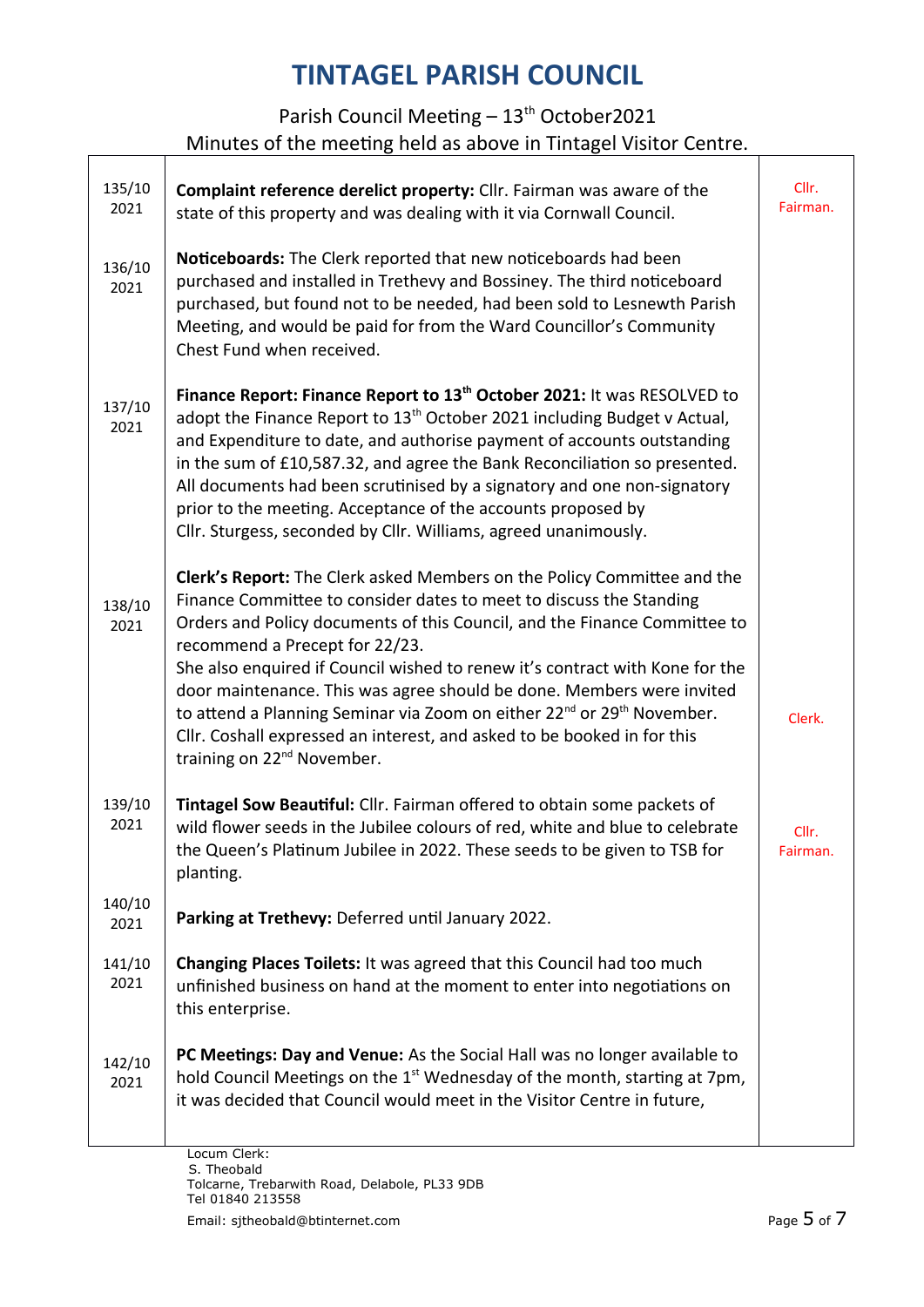# TINTAGEL PARISH COUNCIL

Parish Council Meeting – 13th October2021

Minutes of the meeting held as above in Tintagel Visitor Centre.

| | | |
|---|---|---|
| 135/10 2021 | **Complaint reference derelict property:** Cllr. Fairman was aware of the state of this property and was dealing with it via Cornwall Council. | Cllr. Fairman. |
| 136/10 2021 | **Noticeboards:** The Clerk reported that new noticeboards had been purchased and installed in Trethevy and Bossiney. The third noticeboard purchased, but found not to be needed, had been sold to Lesnewth Parish Meeting, and would be paid for from the Ward Councillor's Community Chest Fund when received. | |
| 137/10 2021 | **Finance Report: Finance Report to 13th October 2021:** It was RESOLVED to adopt the Finance Report to 13th October 2021 including Budget v Actual, and Expenditure to date, and authorise payment of accounts outstanding in the sum of £10,587.32, and agree the Bank Reconciliation so presented. All documents had been scrutinised by a signatory and one non-signatory prior to the meeting. Acceptance of the accounts proposed by Cllr. Sturgess, seconded by Cllr. Williams, agreed unanimously. | |
| 138/10 2021 | **Clerk's Report:** The Clerk asked Members on the Policy Committee and the Finance Committee to consider dates to meet to discuss the Standing Orders and Policy documents of this Council, and the Finance Committee to recommend a Precept for 22/23.<br>She also enquired if Council wished to renew it's contract with Kone for the door maintenance. This was agree should be done. Members were invited to attend a Planning Seminar via Zoom on either 22nd or 29th November. Cllr. Coshall expressed an interest, and asked to be booked in for this training on 22nd November. | Clerk. |
| 139/10 2021 | **Tintagel Sow Beautiful:** Cllr. Fairman offered to obtain some packets of wild flower seeds in the Jubilee colours of red, white and blue to celebrate the Queen's Platinum Jubilee in 2022. These seeds to be given to TSB for planting. | Cllr. Fairman. |
| 140/10 2021 | **Parking at Trethevy:** Deferred until January 2022. | |
| 141/10 2021 | **Changing Places Toilets:** It was agreed that this Council had too much unfinished business on hand at the moment to enter into negotiations on this enterprise. | |
| 142/10 2021 | **PC Meetings: Day and Venue:** As the Social Hall was no longer available to hold Council Meetings on the 1st Wednesday of the month, starting at 7pm, it was decided that Council would meet in the Visitor Centre in future, | |

Locum Clerk:
S. Theobald
Tolcarne, Trebarwith Road, Delabole, PL33 9DB
Tel 01840 213558
Email: sjtheobald@btinternet.com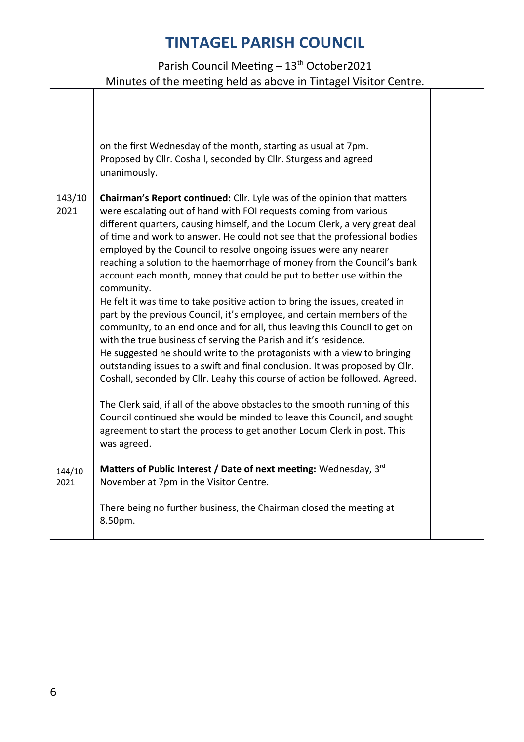# TINTAGEL PARISH COUNCIL

Parish Council Meeting – 13th October2021

Minutes of the meeting held as above in Tintagel Visitor Centre.

| | | |
|---|---|---|
| | | |
| | on the first Wednesday of the month, starting as usual at 7pm. Proposed by Cllr. Coshall, seconded by Cllr. Sturgess and agreed unanimously. | |
| 143/10 2021 | **Chairman's Report continued:** Cllr. Lyle was of the opinion that matters were escalating out of hand with FOI requests coming from various different quarters, causing himself, and the Locum Clerk, a very great deal of time and work to answer. He could not see that the professional bodies employed by the Council to resolve ongoing issues were any nearer reaching a solution to the haemorrhage of money from the Council's bank account each month, money that could be put to better use within the community.<br>He felt it was time to take positive action to bring the issues, created in part by the previous Council, it's employee, and certain members of the community, to an end once and for all, thus leaving this Council to get on with the true business of serving the Parish and it's residence.<br>He suggested he should write to the protagonists with a view to bringing outstanding issues to a swift and final conclusion. It was proposed by Cllr. Coshall, seconded by Cllr. Leahy this course of action be followed. Agreed.<br><br>The Clerk said, if all of the above obstacles to the smooth running of this Council continued she would be minded to leave this Council, and sought agreement to start the process to get another Locum Clerk in post. This was agreed. | |
| 144/10 2021 | **Matters of Public Interest / Date of next meeting:** Wednesday, 3rd November at 7pm in the Visitor Centre.<br><br>There being no further business, the Chairman closed the meeting at 8.50pm. | |